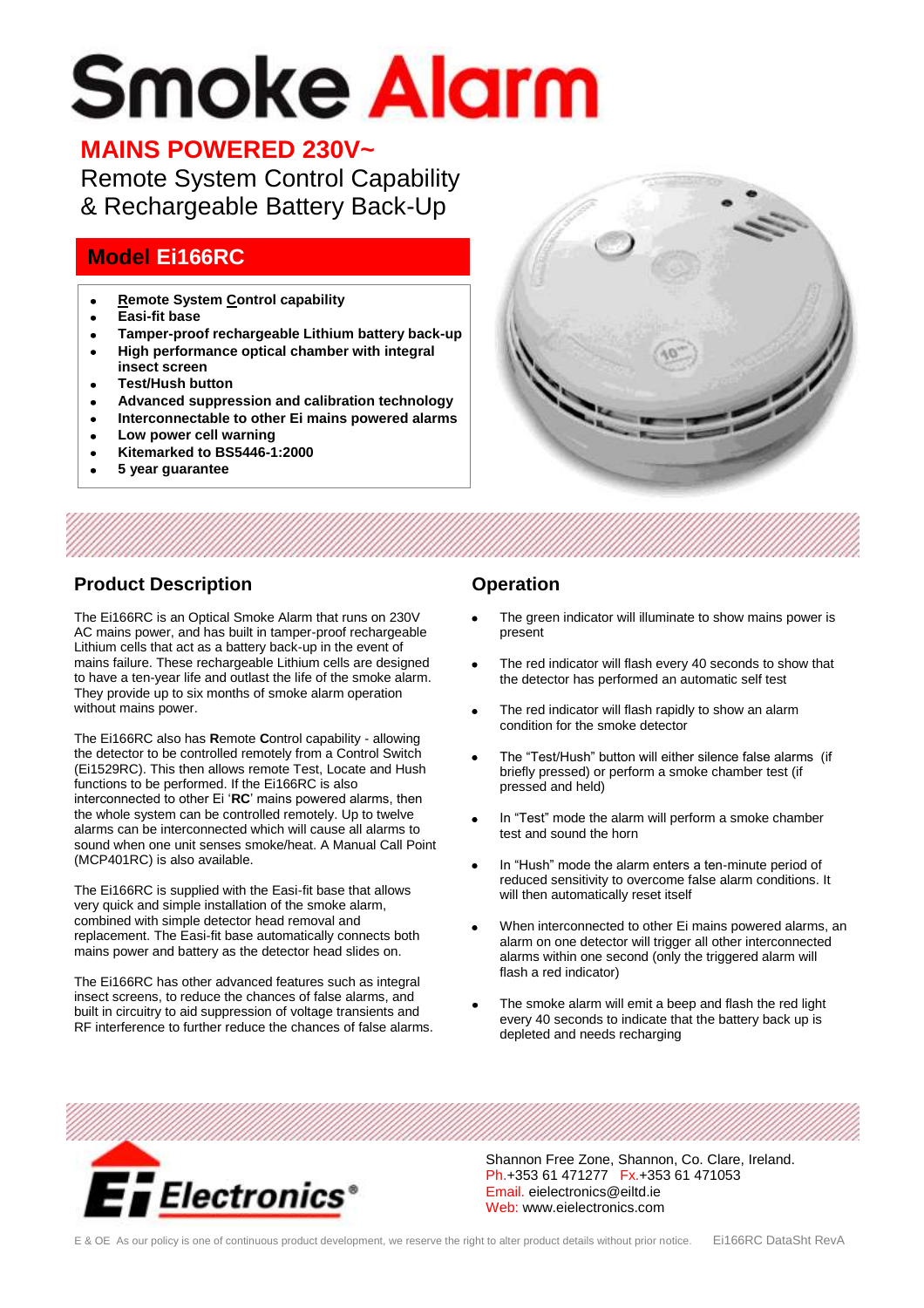# Smoke Alarm

## MAINS POWERED 230V~

Remote System Control Capability
& Rechargeable Battery Back-Up

## Model Ei166RC

- **Remote System Control capability**
- **Easi-fit base**
- **Tamper-proof rechargeable Lithium battery back-up**
- **High performance optical chamber with integral insect screen**
- **Test/Hush button**
- **Advanced suppression and calibration technology**
- **Interconnectable to other Ei mains powered alarms**
- **Low power cell warning**
- **Kitemarked to BS5446-1:2000**
- **5 year guarantee**

## Product Description

The Ei166RC is an Optical Smoke Alarm that runs on 230V AC mains power, and has built in tamper-proof rechargeable Lithium cells that act as a battery back-up in the event of mains failure. These rechargeable Lithium cells are designed to have a ten-year life and outlast the life of the smoke alarm. They provide up to six months of smoke alarm operation without mains power.

The Ei166RC also has **R**emote **C**ontrol capability - allowing the detector to be controlled remotely from a Control Switch (Ei1529RC). This then allows remote Test, Locate and Hush functions to be performed. If the Ei166RC is also interconnected to other Ei '**RC**' mains powered alarms, then the whole system can be controlled remotely. Up to twelve alarms can be interconnected which will cause all alarms to sound when one unit senses smoke/heat. A Manual Call Point (MCP401RC) is also available.

The Ei166RC is supplied with the Easi-fit base that allows very quick and simple installation of the smoke alarm, combined with simple detector head removal and replacement. The Easi-fit base automatically connects both mains power and battery as the detector head slides on.

The Ei166RC has other advanced features such as integral insect screens, to reduce the chances of false alarms, and built in circuitry to aid suppression of voltage transients and RF interference to further reduce the chances of false alarms.

## Operation

- The green indicator will illuminate to show mains power is present
- The red indicator will flash every 40 seconds to show that the detector has performed an automatic self test
- The red indicator will flash rapidly to show an alarm condition for the smoke detector
- The "Test/Hush" button will either silence false alarms (if briefly pressed) or perform a smoke chamber test (if pressed and held)
- In "Test" mode the alarm will perform a smoke chamber test and sound the horn
- In "Hush" mode the alarm enters a ten-minute period of reduced sensitivity to overcome false alarm conditions. It will then automatically reset itself
- When interconnected to other Ei mains powered alarms, an alarm on one detector will trigger all other interconnected alarms within one second (only the triggered alarm will flash a red indicator)
- The smoke alarm will emit a beep and flash the red light every 40 seconds to indicate that the battery back up is depleted and needs recharging

Ei Electronics®

Shannon Free Zone, Shannon, Co. Clare, Ireland.
Ph.+353 61 471277 Fx.+353 61 471053
Email. eielectronics@eiltd.ie
Web: www.eielectronics.com

E & OE As our policy is one of continuous product development, we reserve the right to alter product details without prior notice. Ei166RC DataSht RevA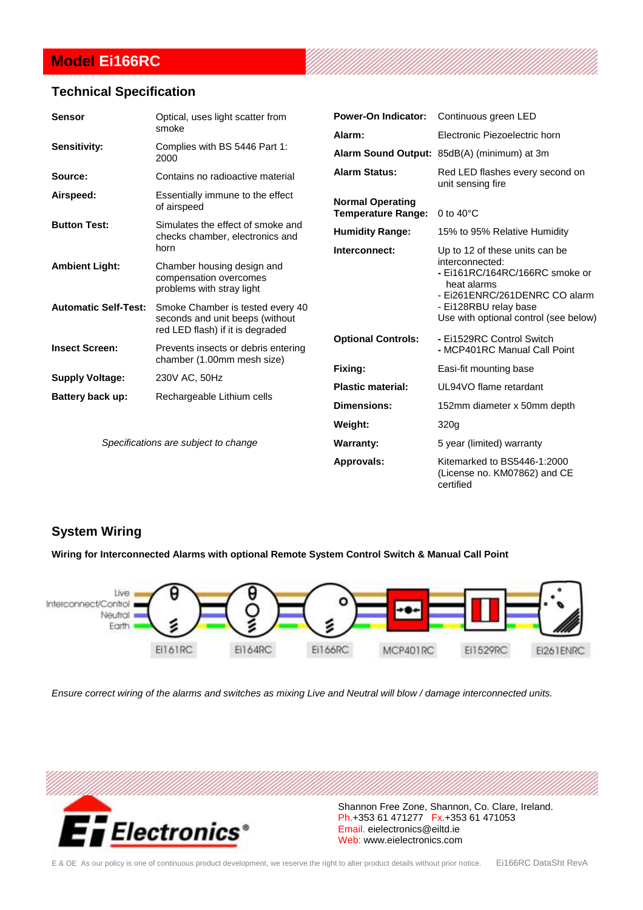## Model Ei166RC

### Technical Specification

| | |
|---|---|
| **Sensor** | Optical, uses light scatter from smoke |
| **Sensitivity:** | Complies with BS 5446 Part 1: 2000 |
| **Source:** | Contains no radioactive material |
| **Airspeed:** | Essentially immune to the effect of airspeed |
| **Button Test:** | Simulates the effect of smoke and checks chamber, electronics and horn |
| **Ambient Light:** | Chamber housing design and compensation overcomes problems with stray light |
| **Automatic Self-Test:** | Smoke Chamber is tested every 40 seconds and unit beeps (without red LED flash) if it is degraded |
| **Insect Screen:** | Prevents insects or debris entering chamber (1.00mm mesh size) |
| **Supply Voltage:** | 230V AC, 50Hz |
| **Battery back up:** | Rechargeable Lithium cells |

*Specifications are subject to change*

| | |
|---|---|
| **Power-On Indicator:** | Continuous green LED |
| **Alarm:** | Electronic Piezoelectric horn |
| **Alarm Sound Output:** | 85dB(A) (minimum) at 3m |
| **Alarm Status:** | Red LED flashes every second on unit sensing fire |
| **Normal Operating Temperature Range:** | 0 to 40°C |
| **Humidity Range:** | 15% to 95% Relative Humidity |
| **Interconnect:** | Up to 12 of these units can be interconnected:<br>- Ei161RC/164RC/166RC smoke or heat alarms<br>- Ei261ENRC/261DENRC CO alarm<br>- Ei128RBU relay base<br>Use with optional control (see below) |
| **Optional Controls:** | - Ei1529RC Control Switch<br>- MCP401RC Manual Call Point |
| **Fixing:** | Easi-fit mounting base |
| **Plastic material:** | UL94VO flame retardant |
| **Dimensions:** | 152mm diameter x 50mm depth |
| **Weight:** | 320g |
| **Warranty:** | 5 year (limited) warranty |
| **Approvals:** | Kitemarked to BS5446-1:2000 (License no. KM07862) and CE certified |

### System Wiring

**Wiring for Interconnected Alarms with optional Remote System Control Switch & Manual Call Point**

Live
Interconnect/Control
Neutral
Earth

Ei161RC Ei164RC Ei166RC MCP401RC Ei1529RC Ei261ENRC

*Ensure correct wiring of the alarms and switches as mixing Live and Neutral will blow / damage interconnected units.*

**Ei Electronics®**

Shannon Free Zone, Shannon, Co. Clare, Ireland.
Ph.+353 61 471277 Fx.+353 61 471053
Email. eielectronics@eiltd.ie
Web: www.eielectronics.com

E & OE As our policy is one of continuous product development, we reserve the right to alter product details without prior notice. Ei166RC DataSht RevA